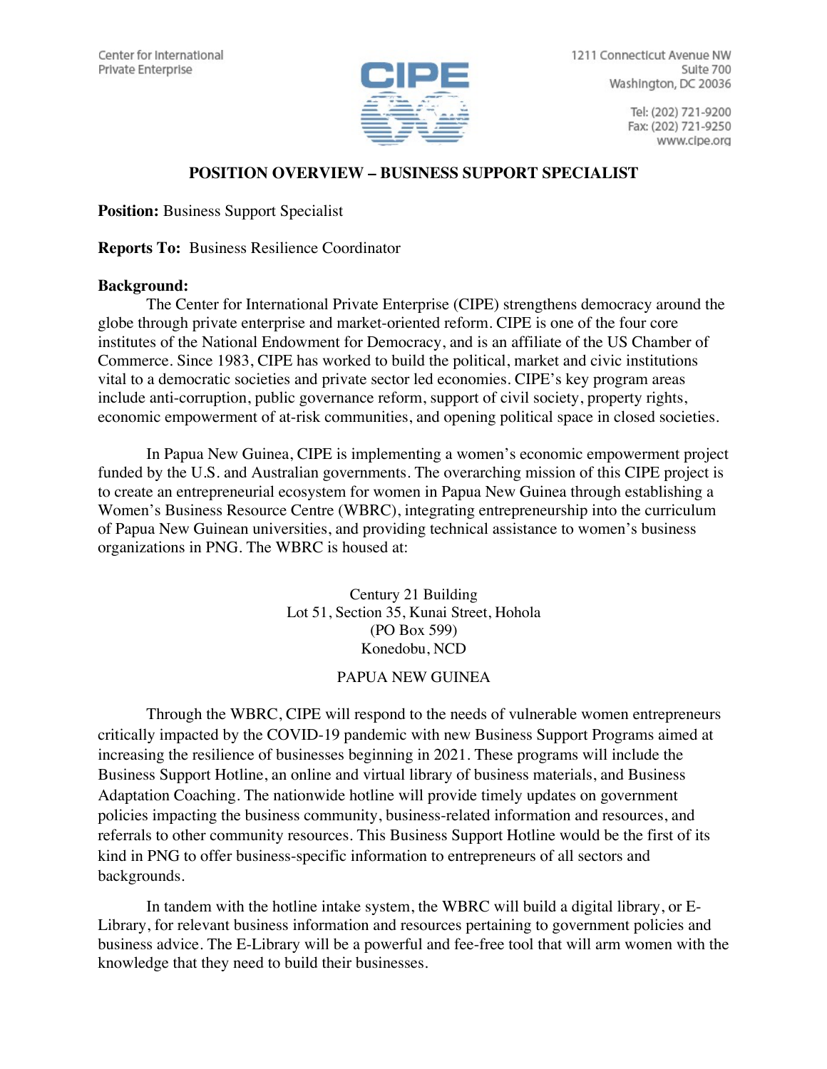Center for International
Private Enterprise

CIPE

1211 Connecticut Avenue NW
Suite 700
Washington, DC 20036

Tel: (202) 721-9200
Fax: (202) 721-9250
www.cipe.org

## POSITION OVERVIEW – BUSINESS SUPPORT SPECIALIST

**Position:** Business Support Specialist

**Reports To:** Business Resilience Coordinator

**Background:**

The Center for International Private Enterprise (CIPE) strengthens democracy around the globe through private enterprise and market-oriented reform. CIPE is one of the four core institutes of the National Endowment for Democracy, and is an affiliate of the US Chamber of Commerce. Since 1983, CIPE has worked to build the political, market and civic institutions vital to a democratic societies and private sector led economies. CIPE's key program areas include anti-corruption, public governance reform, support of civil society, property rights, economic empowerment of at-risk communities, and opening political space in closed societies.

In Papua New Guinea, CIPE is implementing a women's economic empowerment project funded by the U.S. and Australian governments. The overarching mission of this CIPE project is to create an entrepreneurial ecosystem for women in Papua New Guinea through establishing a Women's Business Resource Centre (WBRC), integrating entrepreneurship into the curriculum of Papua New Guinean universities, and providing technical assistance to women's business organizations in PNG. The WBRC is housed at:

Century 21 Building
Lot 51, Section 35, Kunai Street, Hohola
(PO Box 599)
Konedobu, NCD

PAPUA NEW GUINEA

Through the WBRC, CIPE will respond to the needs of vulnerable women entrepreneurs critically impacted by the COVID-19 pandemic with new Business Support Programs aimed at increasing the resilience of businesses beginning in 2021. These programs will include the Business Support Hotline, an online and virtual library of business materials, and Business Adaptation Coaching. The nationwide hotline will provide timely updates on government policies impacting the business community, business-related information and resources, and referrals to other community resources. This Business Support Hotline would be the first of its kind in PNG to offer business-specific information to entrepreneurs of all sectors and backgrounds.

In tandem with the hotline intake system, the WBRC will build a digital library, or E-Library, for relevant business information and resources pertaining to government policies and business advice. The E-Library will be a powerful and fee-free tool that will arm women with the knowledge that they need to build their businesses.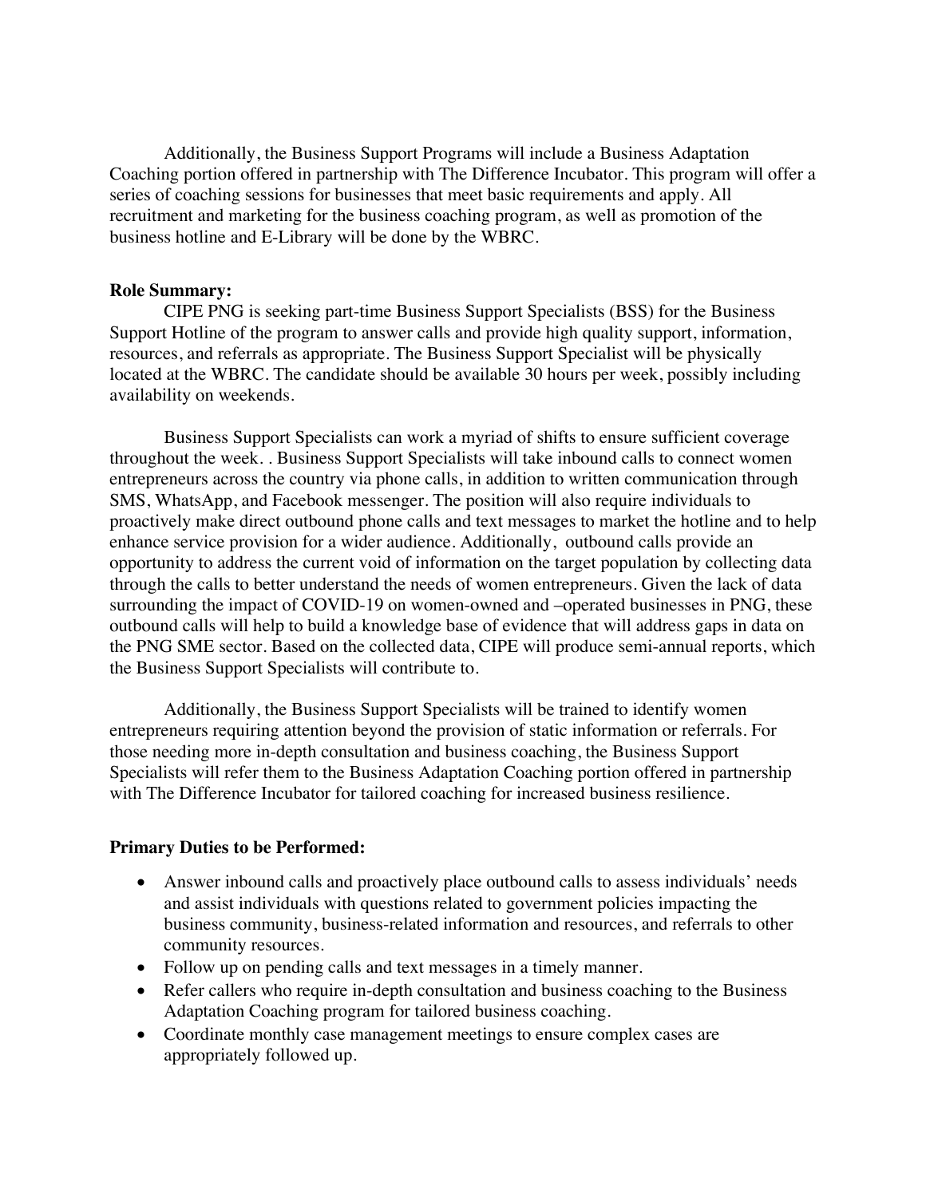Additionally, the Business Support Programs will include a Business Adaptation Coaching portion offered in partnership with The Difference Incubator. This program will offer a series of coaching sessions for businesses that meet basic requirements and apply. All recruitment and marketing for the business coaching program, as well as promotion of the business hotline and E-Library will be done by the WBRC.

**Role Summary:**

CIPE PNG is seeking part-time Business Support Specialists (BSS) for the Business Support Hotline of the program to answer calls and provide high quality support, information, resources, and referrals as appropriate. The Business Support Specialist will be physically located at the WBRC. The candidate should be available 30 hours per week, possibly including availability on weekends.

Business Support Specialists can work a myriad of shifts to ensure sufficient coverage throughout the week. . Business Support Specialists will take inbound calls to connect women entrepreneurs across the country via phone calls, in addition to written communication through SMS, WhatsApp, and Facebook messenger. The position will also require individuals to proactively make direct outbound phone calls and text messages to market the hotline and to help enhance service provision for a wider audience. Additionally, outbound calls provide an opportunity to address the current void of information on the target population by collecting data through the calls to better understand the needs of women entrepreneurs. Given the lack of data surrounding the impact of COVID-19 on women-owned and –operated businesses in PNG, these outbound calls will help to build a knowledge base of evidence that will address gaps in data on the PNG SME sector. Based on the collected data, CIPE will produce semi-annual reports, which the Business Support Specialists will contribute to.

Additionally, the Business Support Specialists will be trained to identify women entrepreneurs requiring attention beyond the provision of static information or referrals. For those needing more in-depth consultation and business coaching, the Business Support Specialists will refer them to the Business Adaptation Coaching portion offered in partnership with The Difference Incubator for tailored coaching for increased business resilience.

**Primary Duties to be Performed:**

- Answer inbound calls and proactively place outbound calls to assess individuals' needs and assist individuals with questions related to government policies impacting the business community, business-related information and resources, and referrals to other community resources.
- Follow up on pending calls and text messages in a timely manner.
- Refer callers who require in-depth consultation and business coaching to the Business Adaptation Coaching program for tailored business coaching.
- Coordinate monthly case management meetings to ensure complex cases are appropriately followed up.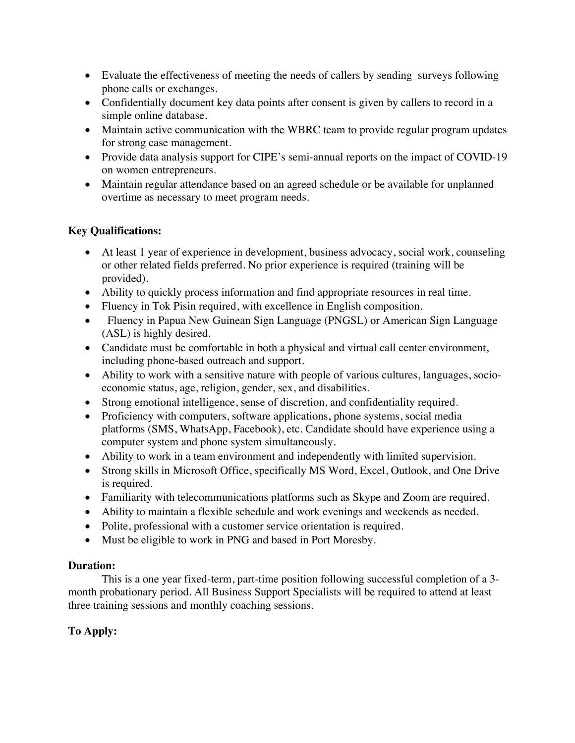- Evaluate the effectiveness of meeting the needs of callers by sending surveys following phone calls or exchanges.
- Confidentially document key data points after consent is given by callers to record in a simple online database.
- Maintain active communication with the WBRC team to provide regular program updates for strong case management.
- Provide data analysis support for CIPE's semi-annual reports on the impact of COVID-19 on women entrepreneurs.
- Maintain regular attendance based on an agreed schedule or be available for unplanned overtime as necessary to meet program needs.

**Key Qualifications:**

- At least 1 year of experience in development, business advocacy, social work, counseling or other related fields preferred. No prior experience is required (training will be provided).
- Ability to quickly process information and find appropriate resources in real time.
- Fluency in Tok Pisin required, with excellence in English composition.
- Fluency in Papua New Guinean Sign Language (PNGSL) or American Sign Language (ASL) is highly desired.
- Candidate must be comfortable in both a physical and virtual call center environment, including phone-based outreach and support.
- Ability to work with a sensitive nature with people of various cultures, languages, socio-economic status, age, religion, gender, sex, and disabilities.
- Strong emotional intelligence, sense of discretion, and confidentiality required.
- Proficiency with computers, software applications, phone systems, social media platforms (SMS, WhatsApp, Facebook), etc. Candidate should have experience using a computer system and phone system simultaneously.
- Ability to work in a team environment and independently with limited supervision.
- Strong skills in Microsoft Office, specifically MS Word, Excel, Outlook, and One Drive is required.
- Familiarity with telecommunications platforms such as Skype and Zoom are required.
- Ability to maintain a flexible schedule and work evenings and weekends as needed.
- Polite, professional with a customer service orientation is required.
- Must be eligible to work in PNG and based in Port Moresby.

**Duration:**

This is a one year fixed-term, part-time position following successful completion of a 3-month probationary period. All Business Support Specialists will be required to attend at least three training sessions and monthly coaching sessions.

**To Apply:**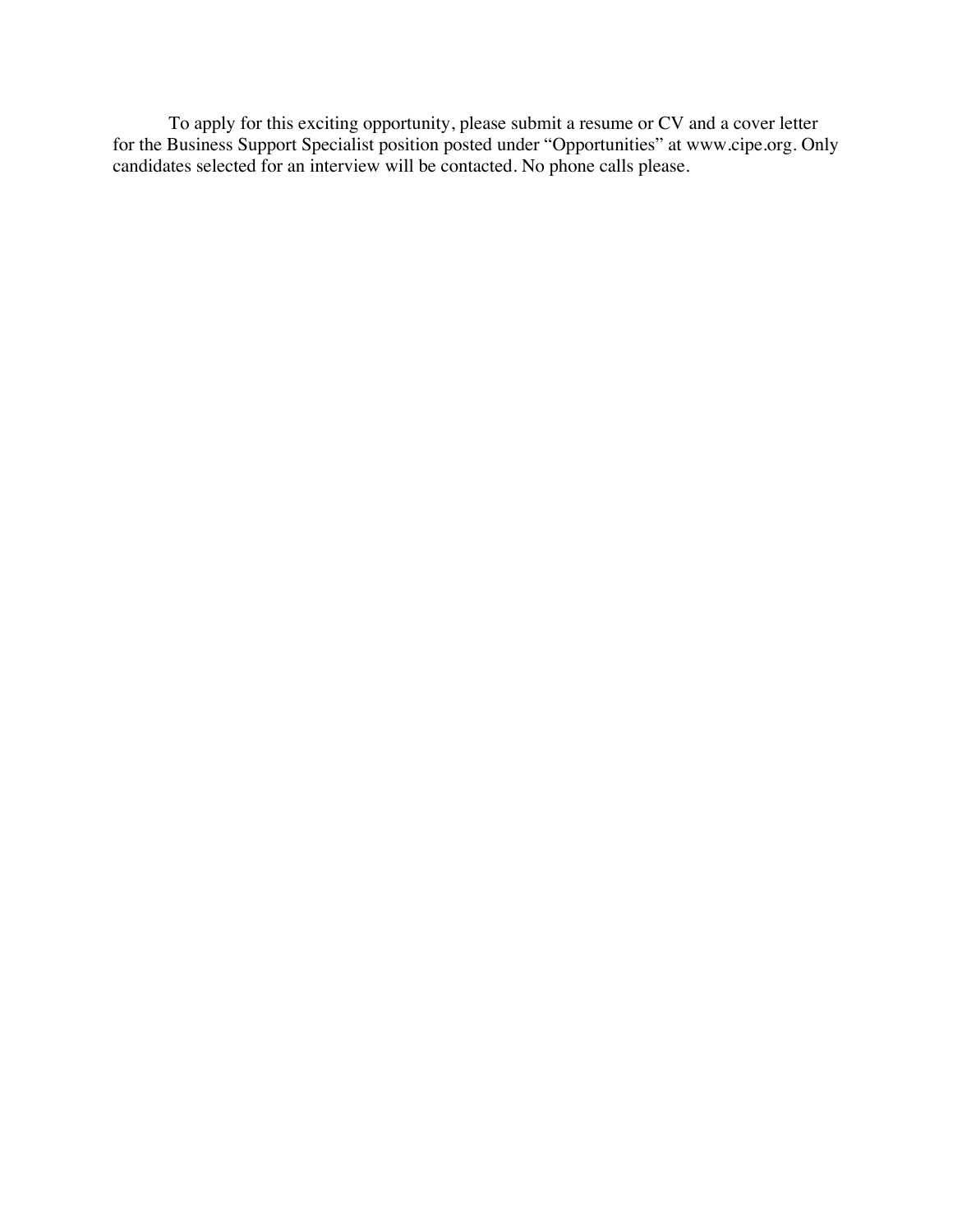To apply for this exciting opportunity, please submit a resume or CV and a cover letter for the Business Support Specialist position posted under "Opportunities" at www.cipe.org. Only candidates selected for an interview will be contacted. No phone calls please.